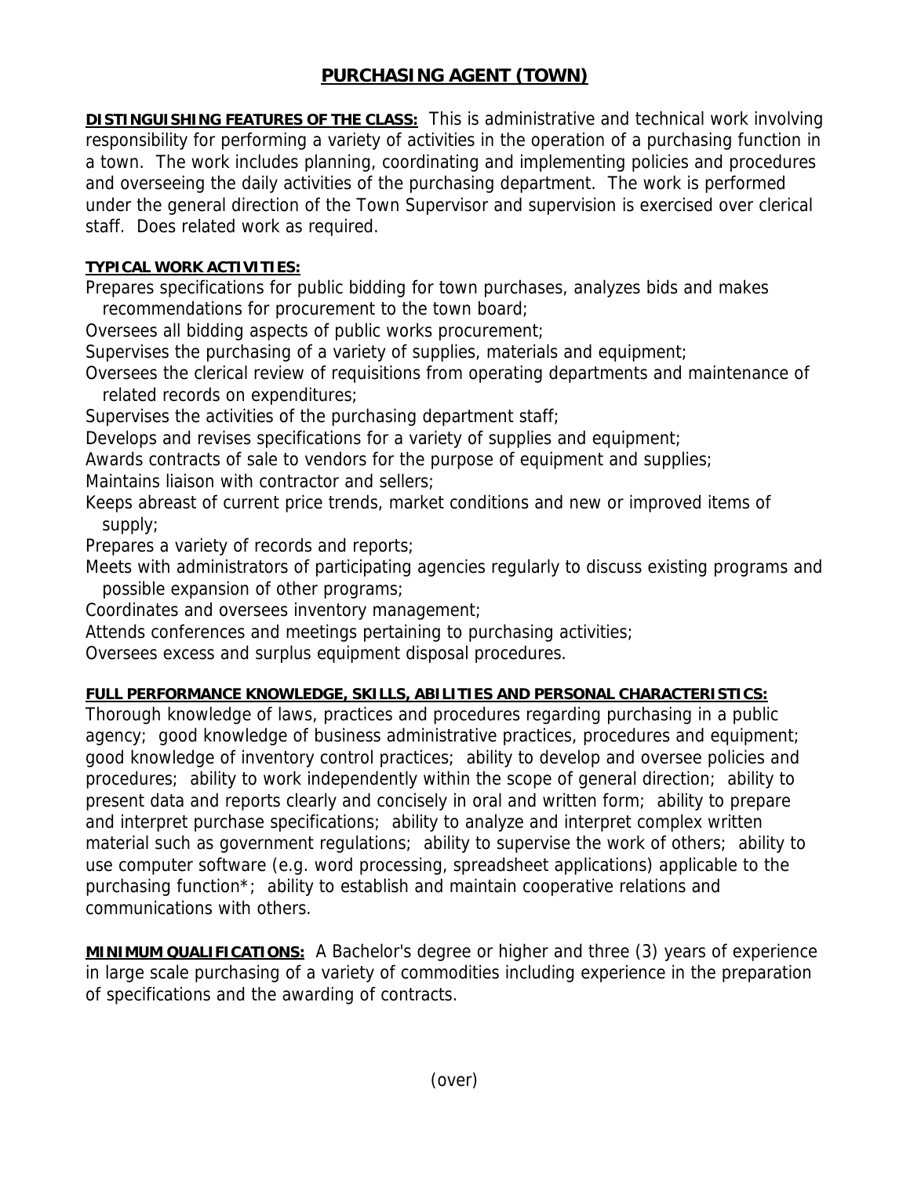# PURCHASING AGENT (TOWN)

**DISTINGUISHING FEATURES OF THE CLASS:** This is administrative and technical work involving responsibility for performing a variety of activities in the operation of a purchasing function in a town. The work includes planning, coordinating and implementing policies and procedures and overseeing the daily activities of the purchasing department. The work is performed under the general direction of the Town Supervisor and supervision is exercised over clerical staff. Does related work as required.

**TYPICAL WORK ACTIVITIES:**

Prepares specifications for public bidding for town purchases, analyzes bids and makes recommendations for procurement to the town board;
Oversees all bidding aspects of public works procurement;
Supervises the purchasing of a variety of supplies, materials and equipment;
Oversees the clerical review of requisitions from operating departments and maintenance of related records on expenditures;
Supervises the activities of the purchasing department staff;
Develops and revises specifications for a variety of supplies and equipment;
Awards contracts of sale to vendors for the purpose of equipment and supplies;
Maintains liaison with contractor and sellers;
Keeps abreast of current price trends, market conditions and new or improved items of supply;
Prepares a variety of records and reports;
Meets with administrators of participating agencies regularly to discuss existing programs and possible expansion of other programs;
Coordinates and oversees inventory management;
Attends conferences and meetings pertaining to purchasing activities;
Oversees excess and surplus equipment disposal procedures.

**FULL PERFORMANCE KNOWLEDGE, SKILLS, ABILITIES AND PERSONAL CHARACTERISTICS:**
Thorough knowledge of laws, practices and procedures regarding purchasing in a public agency; good knowledge of business administrative practices, procedures and equipment; good knowledge of inventory control practices; ability to develop and oversee policies and procedures; ability to work independently within the scope of general direction; ability to present data and reports clearly and concisely in oral and written form; ability to prepare and interpret purchase specifications; ability to analyze and interpret complex written material such as government regulations; ability to supervise the work of others; ability to use computer software (e.g. word processing, spreadsheet applications) applicable to the purchasing function*; ability to establish and maintain cooperative relations and communications with others.

**MINIMUM QUALIFICATIONS:** A Bachelor's degree or higher and three (3) years of experience in large scale purchasing of a variety of commodities including experience in the preparation of specifications and the awarding of contracts.

(over)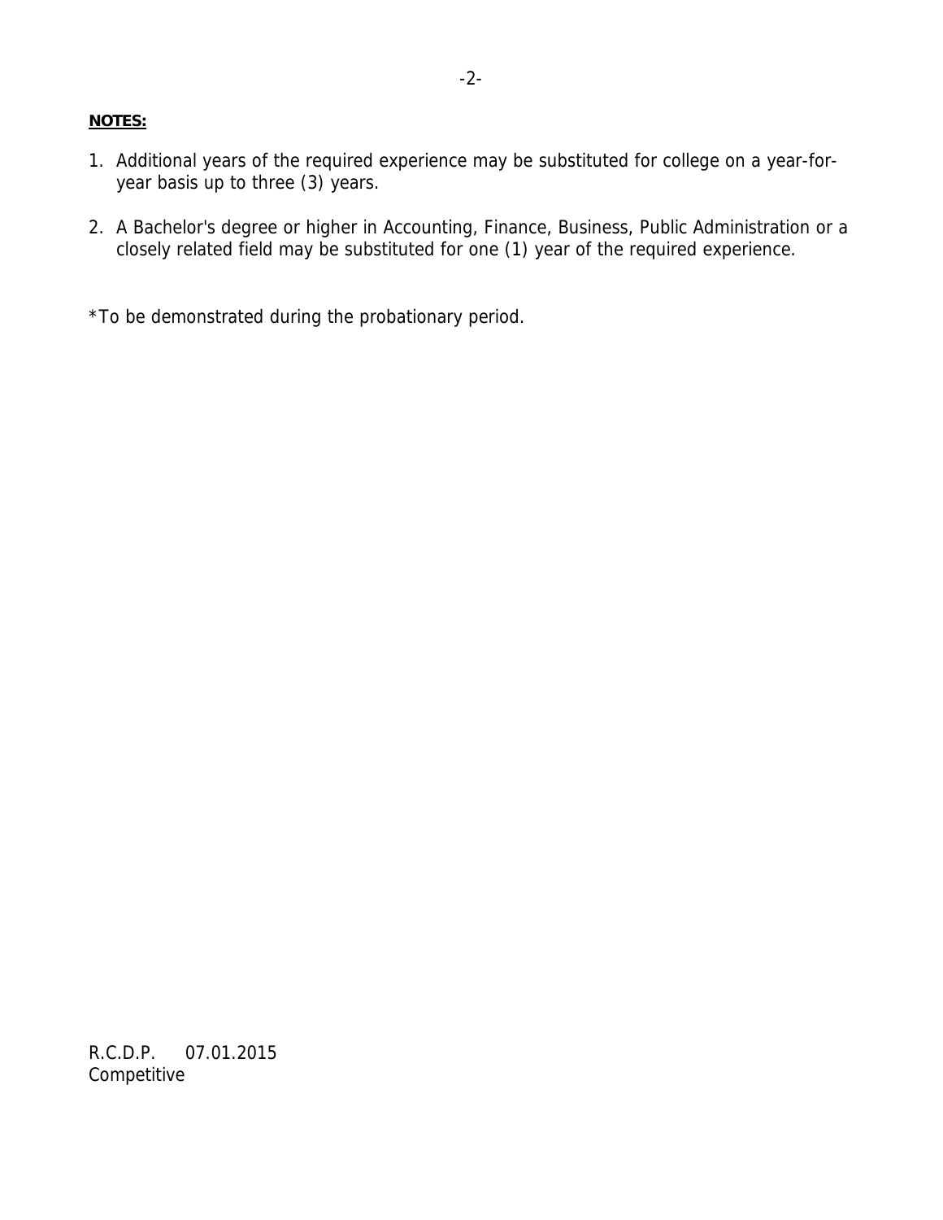**NOTES:**

1. Additional years of the required experience may be substituted for college on a year-for-year basis up to three (3) years.

2. A Bachelor's degree or higher in Accounting, Finance, Business, Public Administration or a closely related field may be substituted for one (1) year of the required experience.

*To be demonstrated during the probationary period.

R.C.D.P. 07.01.2015
Competitive